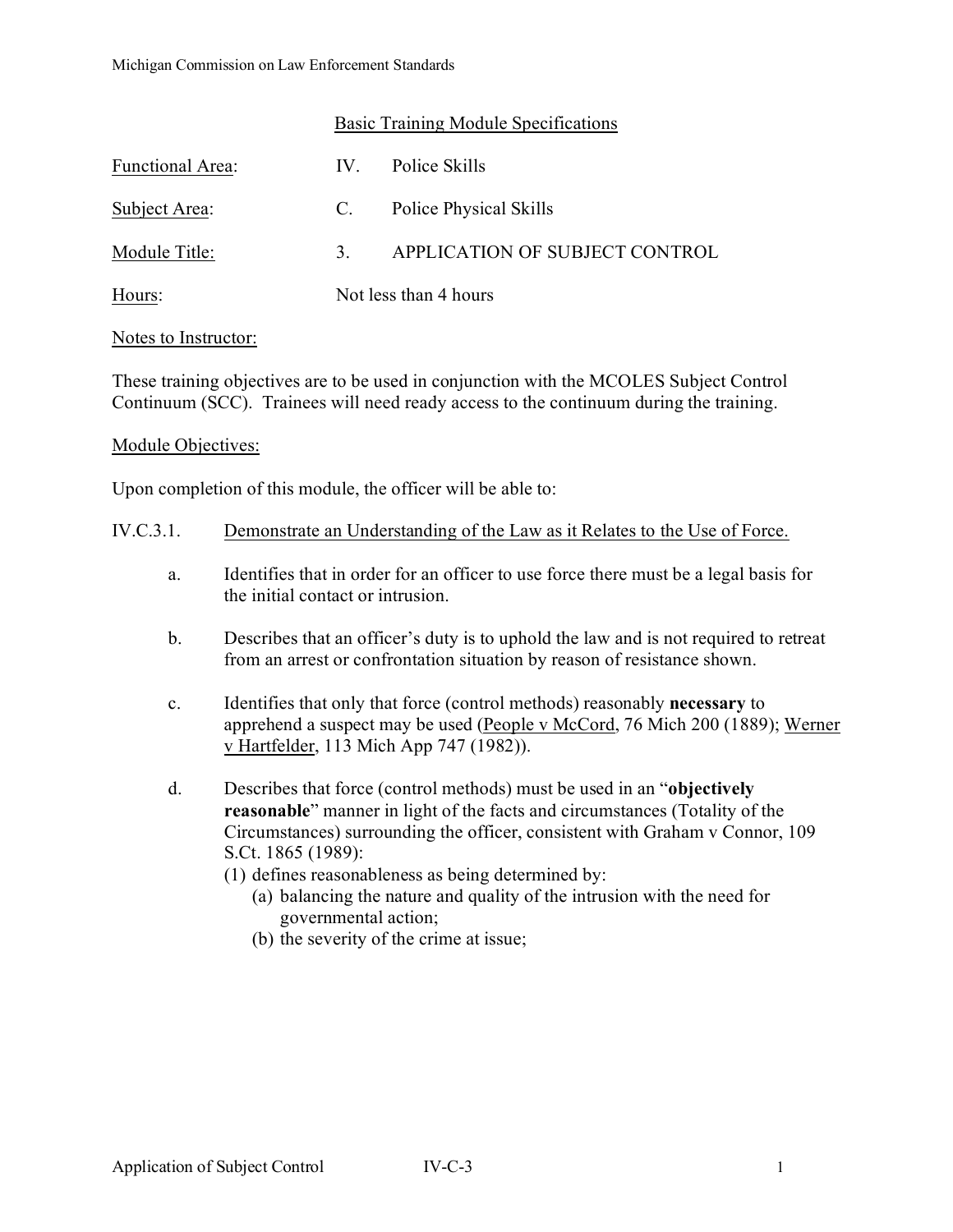## Basic Training Module Specifications

Functional Area: IV. Police Skills

Subject Area: C. Police Physical Skills

Module Title: 3. APPLICATION OF SUBJECT CONTROL

Hours: Not less than 4 hours

Notes to Instructor:

These training objectives are to be used in conjunction with the MCOLES Subject Control Continuum (SCC). Trainees will need ready access to the continuum during the training.

Module Objectives:

Upon completion of this module, the officer will be able to:

IV.C.3.1. Demonstrate an Understanding of the Law as it Relates to the Use of Force.

a. Identifies that in order for an officer to use force there must be a legal basis for the initial contact or intrusion.

b. Describes that an officer's duty is to uphold the law and is not required to retreat from an arrest or confrontation situation by reason of resistance shown.

c. Identifies that only that force (control methods) reasonably **necessary** to apprehend a suspect may be used (People v McCord, 76 Mich 200 (1889); Werner v Hartfelder, 113 Mich App 747 (1982)).

d. Describes that force (control methods) must be used in an "**objectively reasonable**" manner in light of the facts and circumstances (Totality of the Circumstances) surrounding the officer, consistent with Graham v Connor, 109 S.Ct. 1865 (1989):
   (1) defines reasonableness as being determined by:
      (a) balancing the nature and quality of the intrusion with the need for governmental action;
      (b) the severity of the crime at issue;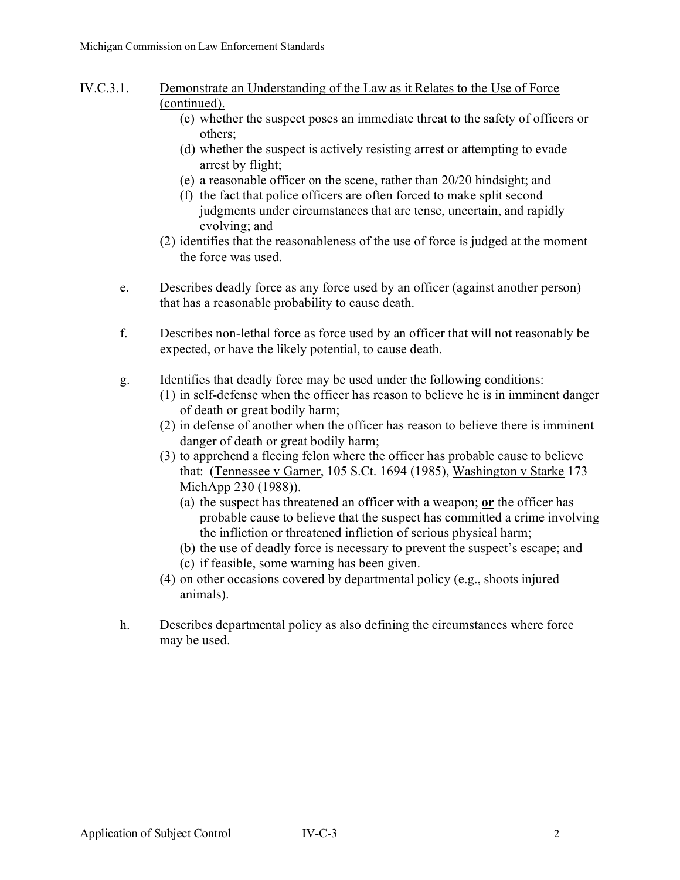IV.C.3.1. <u>Demonstrate an Understanding of the Law as it Relates to the Use of Force (continued).</u>

- (c) whether the suspect poses an immediate threat to the safety of officers or others;
- (d) whether the suspect is actively resisting arrest or attempting to evade arrest by flight;
- (e) a reasonable officer on the scene, rather than 20/20 hindsight; and
- (f) the fact that police officers are often forced to make split second judgments under circumstances that are tense, uncertain, and rapidly evolving; and

(2) identifies that the reasonableness of the use of force is judged at the moment the force was used.

e. Describes deadly force as any force used by an officer (against another person) that has a reasonable probability to cause death.

f. Describes non-lethal force as force used by an officer that will not reasonably be expected, or have the likely potential, to cause death.

g. Identifies that deadly force may be used under the following conditions:

(1) in self-defense when the officer has reason to believe he is in imminent danger of death or great bodily harm;

(2) in defense of another when the officer has reason to believe there is imminent danger of death or great bodily harm;

(3) to apprehend a fleeing felon where the officer has probable cause to believe that: (<u>Tennessee v Garner</u>, 105 S.Ct. 1694 (1985), <u>Washington v Starke</u> 173 MichApp 230 (1988)).

- (a) the suspect has threatened an officer with a weapon; <u>**or**</u> the officer has probable cause to believe that the suspect has committed a crime involving the infliction or threatened infliction of serious physical harm;
- (b) the use of deadly force is necessary to prevent the suspect's escape; and
- (c) if feasible, some warning has been given.

(4) on other occasions covered by departmental policy (e.g., shoots injured animals).

h. Describes departmental policy as also defining the circumstances where force may be used.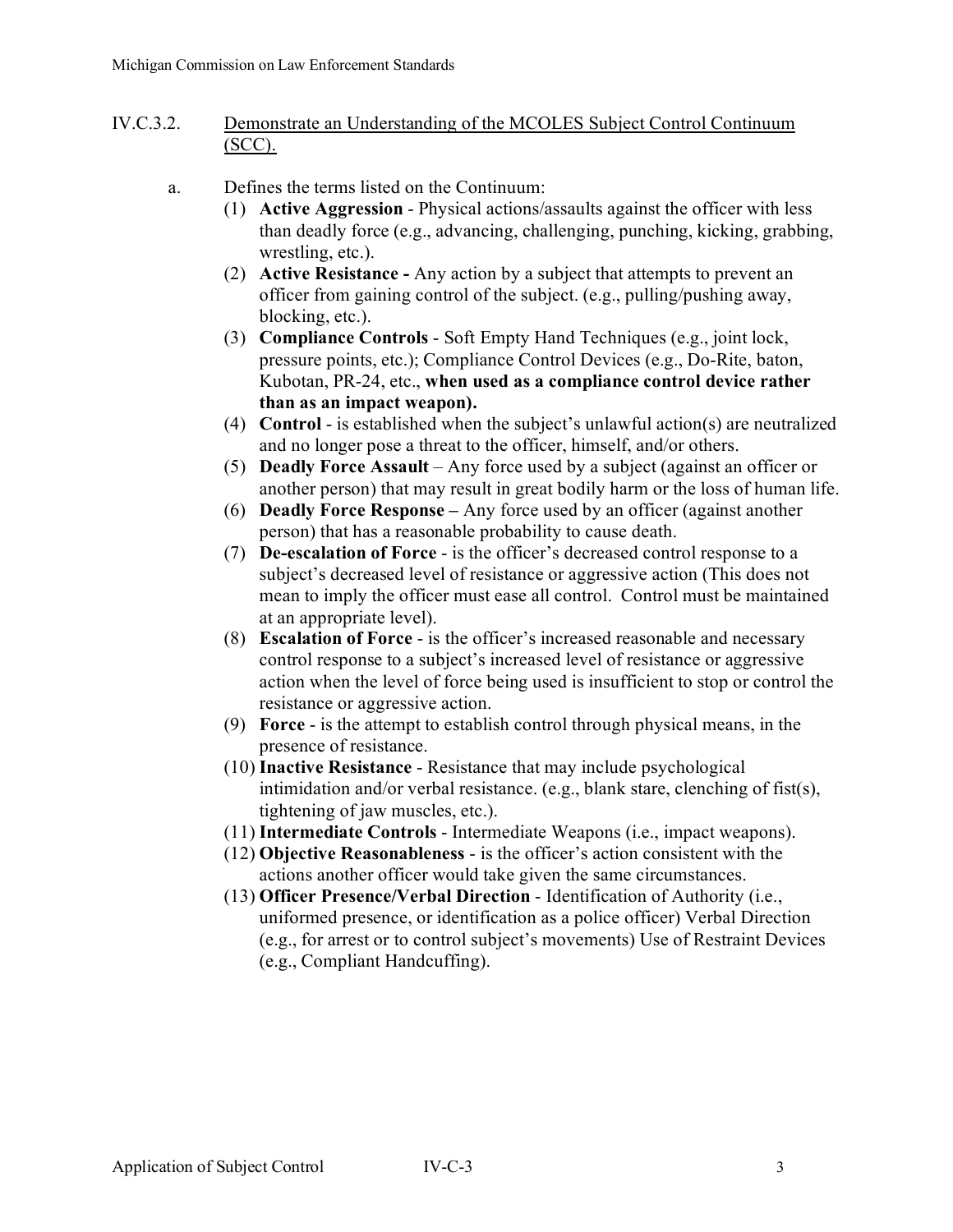IV.C.3.2. <u>Demonstrate an Understanding of the MCOLES Subject Control Continuum (SCC).</u>

a. Defines the terms listed on the Continuum:

(1) **Active Aggression** - Physical actions/assaults against the officer with less than deadly force (e.g., advancing, challenging, punching, kicking, grabbing, wrestling, etc.).

(2) **Active Resistance -** Any action by a subject that attempts to prevent an officer from gaining control of the subject. (e.g., pulling/pushing away, blocking, etc.).

(3) **Compliance Controls** - Soft Empty Hand Techniques (e.g., joint lock, pressure points, etc.); Compliance Control Devices (e.g., Do-Rite, baton, Kubotan, PR-24, etc., **when used as a compliance control device rather than as an impact weapon).**

(4) **Control** - is established when the subject's unlawful action(s) are neutralized and no longer pose a threat to the officer, himself, and/or others.

(5) **Deadly Force Assault** – Any force used by a subject (against an officer or another person) that may result in great bodily harm or the loss of human life.

(6) **Deadly Force Response –** Any force used by an officer (against another person) that has a reasonable probability to cause death.

(7) **De-escalation of Force** - is the officer's decreased control response to a subject's decreased level of resistance or aggressive action (This does not mean to imply the officer must ease all control. Control must be maintained at an appropriate level).

(8) **Escalation of Force** - is the officer's increased reasonable and necessary control response to a subject's increased level of resistance or aggressive action when the level of force being used is insufficient to stop or control the resistance or aggressive action.

(9) **Force** - is the attempt to establish control through physical means, in the presence of resistance.

(10) **Inactive Resistance** - Resistance that may include psychological intimidation and/or verbal resistance. (e.g., blank stare, clenching of fist(s), tightening of jaw muscles, etc.).

(11) **Intermediate Controls** - Intermediate Weapons (i.e., impact weapons).

(12) **Objective Reasonableness** - is the officer's action consistent with the actions another officer would take given the same circumstances.

(13) **Officer Presence/Verbal Direction** - Identification of Authority (i.e., uniformed presence, or identification as a police officer) Verbal Direction (e.g., for arrest or to control subject's movements) Use of Restraint Devices (e.g., Compliant Handcuffing).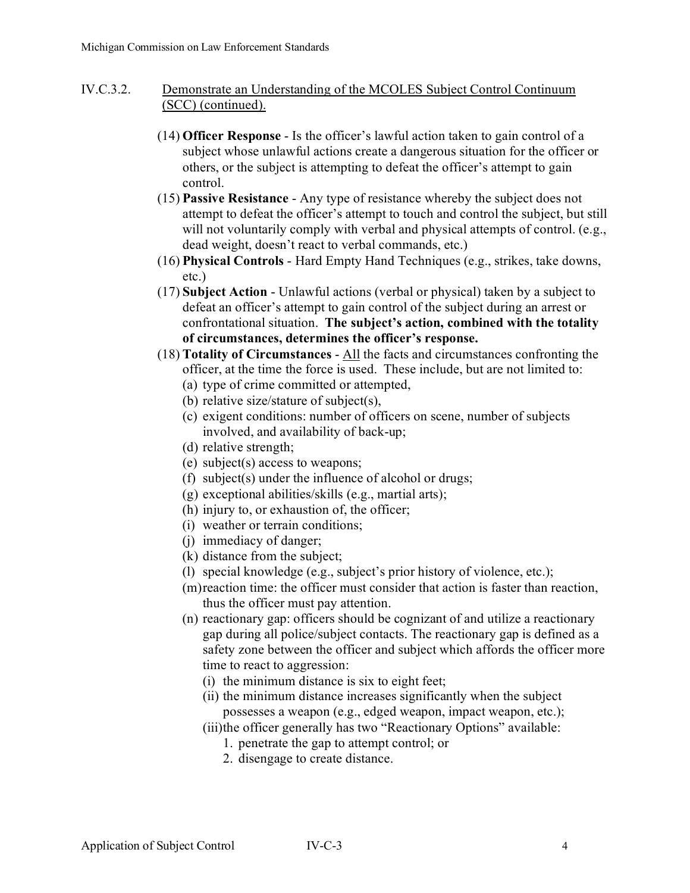IV.C.3.2. Demonstrate an Understanding of the MCOLES Subject Control Continuum (SCC) (continued).

(14) **Officer Response** - Is the officer's lawful action taken to gain control of a subject whose unlawful actions create a dangerous situation for the officer or others, or the subject is attempting to defeat the officer's attempt to gain control.

(15) **Passive Resistance** - Any type of resistance whereby the subject does not attempt to defeat the officer's attempt to touch and control the subject, but still will not voluntarily comply with verbal and physical attempts of control. (e.g., dead weight, doesn't react to verbal commands, etc.)

(16) **Physical Controls** - Hard Empty Hand Techniques (e.g., strikes, take downs, etc.)

(17) **Subject Action** - Unlawful actions (verbal or physical) taken by a subject to defeat an officer's attempt to gain control of the subject during an arrest or confrontational situation. **The subject's action, combined with the totality of circumstances, determines the officer's response.**

(18) **Totality of Circumstances** - All the facts and circumstances confronting the officer, at the time the force is used. These include, but are not limited to:

   (a) type of crime committed or attempted,
   (b) relative size/stature of subject(s),
   (c) exigent conditions: number of officers on scene, number of subjects involved, and availability of back-up;
   (d) relative strength;
   (e) subject(s) access to weapons;
   (f) subject(s) under the influence of alcohol or drugs;
   (g) exceptional abilities/skills (e.g., martial arts);
   (h) injury to, or exhaustion of, the officer;
   (i) weather or terrain conditions;
   (j) immediacy of danger;
   (k) distance from the subject;
   (l) special knowledge (e.g., subject's prior history of violence, etc.);
   (m) reaction time: the officer must consider that action is faster than reaction, thus the officer must pay attention.
   (n) reactionary gap: officers should be cognizant of and utilize a reactionary gap during all police/subject contacts. The reactionary gap is defined as a safety zone between the officer and subject which affords the officer more time to react to aggression:
      (i) the minimum distance is six to eight feet;
      (ii) the minimum distance increases significantly when the subject possesses a weapon (e.g., edged weapon, impact weapon, etc.);
      (iii) the officer generally has two "Reactionary Options" available:
         1. penetrate the gap to attempt control; or
         2. disengage to create distance.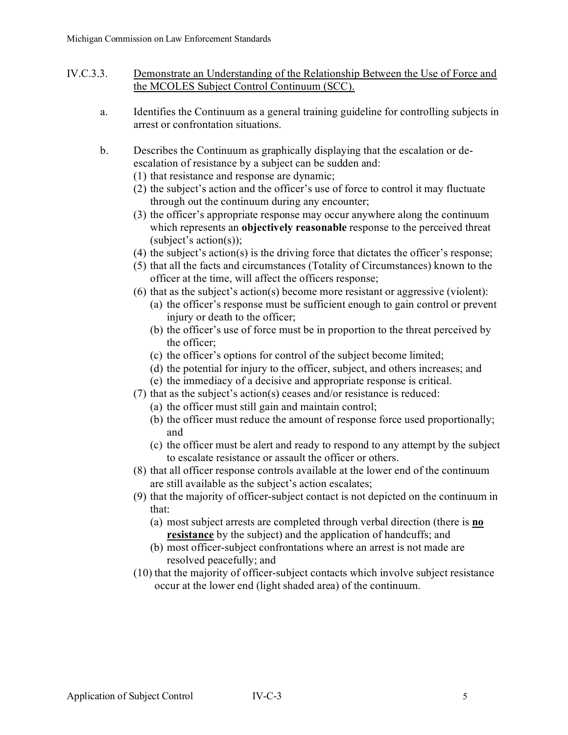IV.C.3.3. <u>Demonstrate an Understanding of the Relationship Between the Use of Force and the MCOLES Subject Control Continuum (SCC).</u>

a. Identifies the Continuum as a general training guideline for controlling subjects in arrest or confrontation situations.

b. Describes the Continuum as graphically displaying that the escalation or de-escalation of resistance by a subject can be sudden and:

(1) that resistance and response are dynamic;

(2) the subject's action and the officer's use of force to control it may fluctuate through out the continuum during any encounter;

(3) the officer's appropriate response may occur anywhere along the continuum which represents an **objectively reasonable** response to the perceived threat (subject's action(s));

(4) the subject's action(s) is the driving force that dictates the officer's response;

(5) that all the facts and circumstances (Totality of Circumstances) known to the officer at the time, will affect the officers response;

(6) that as the subject's action(s) become more resistant or aggressive (violent):

  (a) the officer's response must be sufficient enough to gain control or prevent injury or death to the officer;

  (b) the officer's use of force must be in proportion to the threat perceived by the officer;

  (c) the officer's options for control of the subject become limited;

  (d) the potential for injury to the officer, subject, and others increases; and

  (e) the immediacy of a decisive and appropriate response is critical.

(7) that as the subject's action(s) ceases and/or resistance is reduced:

  (a) the officer must still gain and maintain control;

  (b) the officer must reduce the amount of response force used proportionally; and

  (c) the officer must be alert and ready to respond to any attempt by the subject to escalate resistance or assault the officer or others.

(8) that all officer response controls available at the lower end of the continuum are still available as the subject's action escalates;

(9) that the majority of officer-subject contact is not depicted on the continuum in that:

  (a) most subject arrests are completed through verbal direction (there is <u>**no resistance**</u> by the subject) and the application of handcuffs; and

  (b) most officer-subject confrontations where an arrest is not made are resolved peacefully; and

(10) that the majority of officer-subject contacts which involve subject resistance occur at the lower end (light shaded area) of the continuum.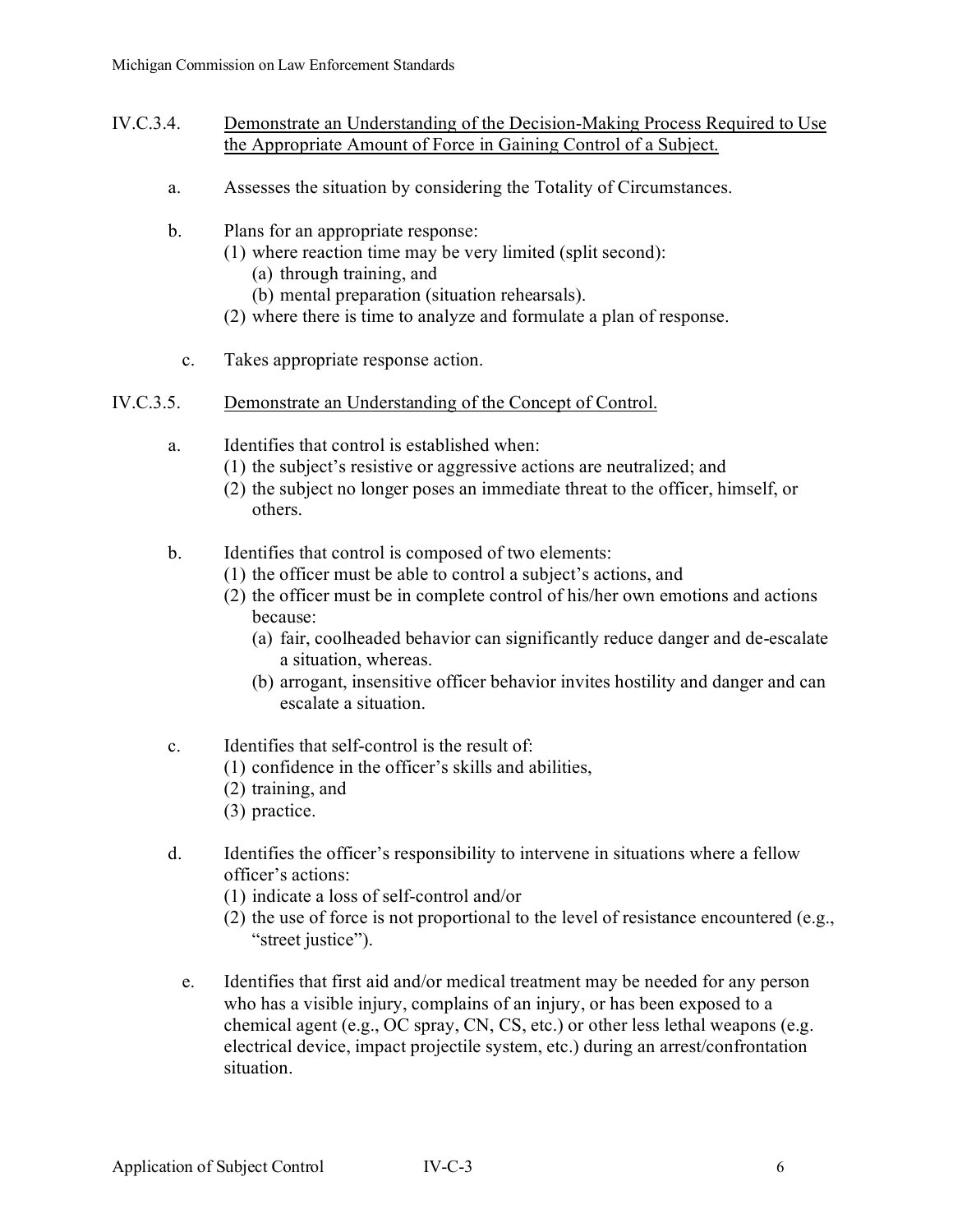IV.C.3.4. <u>Demonstrate an Understanding of the Decision-Making Process Required to Use the Appropriate Amount of Force in Gaining Control of a Subject.</u>

a. Assesses the situation by considering the Totality of Circumstances.

b. Plans for an appropriate response:
   (1) where reaction time may be very limited (split second):
      (a) through training, and
      (b) mental preparation (situation rehearsals).
   (2) where there is time to analyze and formulate a plan of response.

c. Takes appropriate response action.

IV.C.3.5. <u>Demonstrate an Understanding of the Concept of Control.</u>

a. Identifies that control is established when:
   (1) the subject's resistive or aggressive actions are neutralized; and
   (2) the subject no longer poses an immediate threat to the officer, himself, or others.

b. Identifies that control is composed of two elements:
   (1) the officer must be able to control a subject's actions, and
   (2) the officer must be in complete control of his/her own emotions and actions because:
      (a) fair, coolheaded behavior can significantly reduce danger and de-escalate a situation, whereas.
      (b) arrogant, insensitive officer behavior invites hostility and danger and can escalate a situation.

c. Identifies that self-control is the result of:
   (1) confidence in the officer's skills and abilities,
   (2) training, and
   (3) practice.

d. Identifies the officer's responsibility to intervene in situations where a fellow officer's actions:
   (1) indicate a loss of self-control and/or
   (2) the use of force is not proportional to the level of resistance encountered (e.g., "street justice").

e. Identifies that first aid and/or medical treatment may be needed for any person who has a visible injury, complains of an injury, or has been exposed to a chemical agent (e.g., OC spray, CN, CS, etc.) or other less lethal weapons (e.g. electrical device, impact projectile system, etc.) during an arrest/confrontation situation.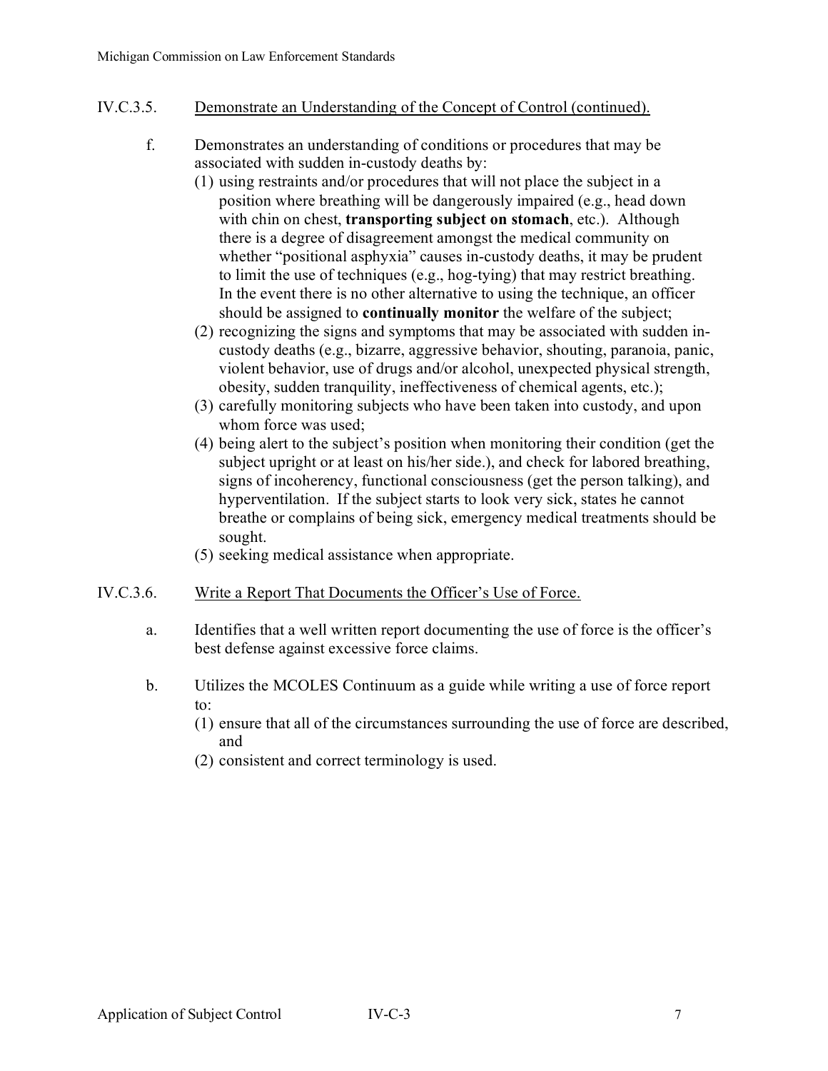## IV.C.3.5. Demonstrate an Understanding of the Concept of Control (continued).

f. Demonstrates an understanding of conditions or procedures that may be associated with sudden in-custody deaths by:

(1) using restraints and/or procedures that will not place the subject in a position where breathing will be dangerously impaired (e.g., head down with chin on chest, **transporting subject on stomach**, etc.). Although there is a degree of disagreement amongst the medical community on whether "positional asphyxia" causes in-custody deaths, it may be prudent to limit the use of techniques (e.g., hog-tying) that may restrict breathing. In the event there is no other alternative to using the technique, an officer should be assigned to **continually monitor** the welfare of the subject;

(2) recognizing the signs and symptoms that may be associated with sudden in-custody deaths (e.g., bizarre, aggressive behavior, shouting, paranoia, panic, violent behavior, use of drugs and/or alcohol, unexpected physical strength, obesity, sudden tranquility, ineffectiveness of chemical agents, etc.);

(3) carefully monitoring subjects who have been taken into custody, and upon whom force was used;

(4) being alert to the subject's position when monitoring their condition (get the subject upright or at least on his/her side.), and check for labored breathing, signs of incoherency, functional consciousness (get the person talking), and hyperventilation. If the subject starts to look very sick, states he cannot breathe or complains of being sick, emergency medical treatments should be sought.

(5) seeking medical assistance when appropriate.

## IV.C.3.6. Write a Report That Documents the Officer's Use of Force.

a. Identifies that a well written report documenting the use of force is the officer's best defense against excessive force claims.

b. Utilizes the MCOLES Continuum as a guide while writing a use of force report to:

(1) ensure that all of the circumstances surrounding the use of force are described, and

(2) consistent and correct terminology is used.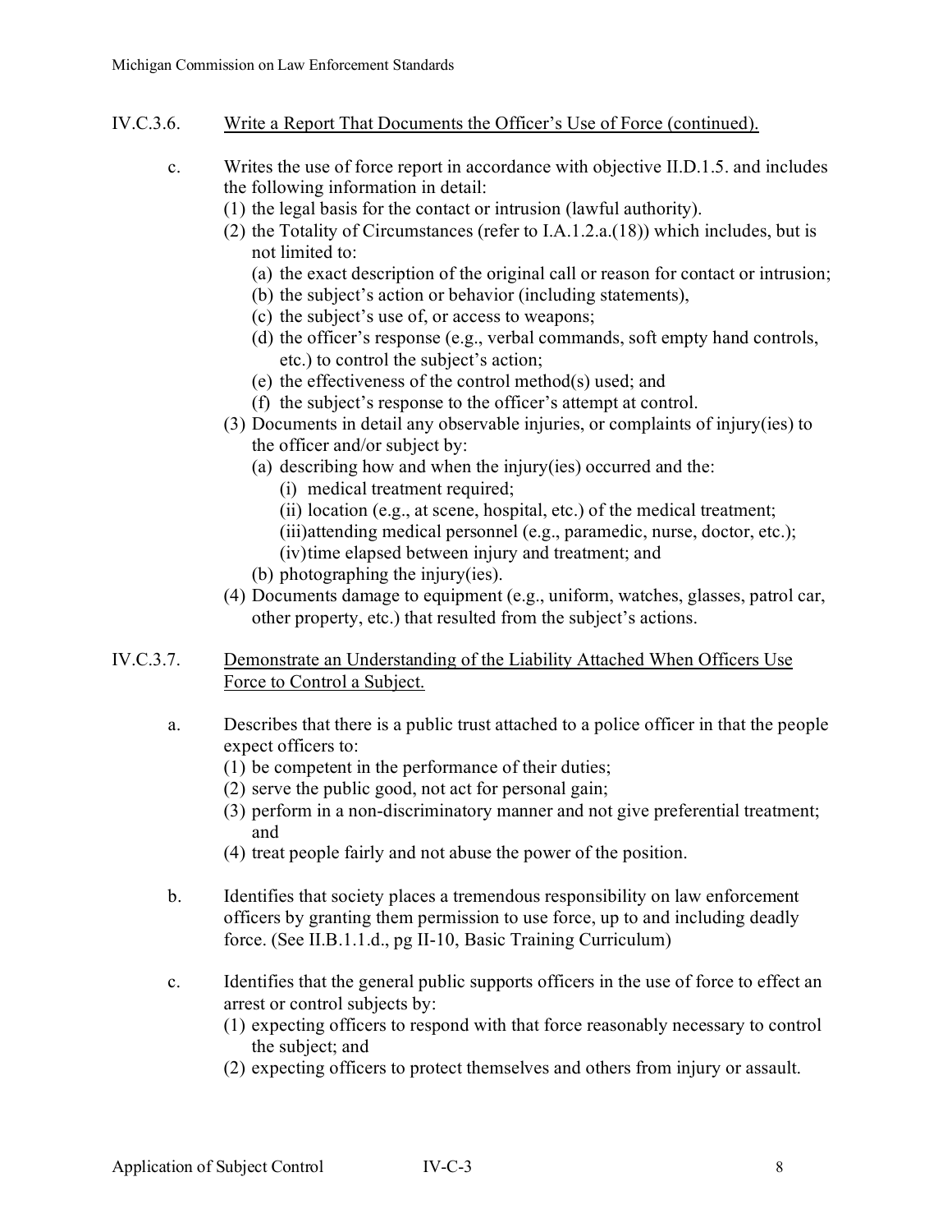IV.C.3.6. <u>Write a Report That Documents the Officer's Use of Force (continued).</u>

c. Writes the use of force report in accordance with objective II.D.1.5. and includes the following information in detail:
   (1) the legal basis for the contact or intrusion (lawful authority).
   (2) the Totality of Circumstances (refer to I.A.1.2.a.(18)) which includes, but is not limited to:
      (a) the exact description of the original call or reason for contact or intrusion;
      (b) the subject's action or behavior (including statements),
      (c) the subject's use of, or access to weapons;
      (d) the officer's response (e.g., verbal commands, soft empty hand controls, etc.) to control the subject's action;
      (e) the effectiveness of the control method(s) used; and
      (f) the subject's response to the officer's attempt at control.
   (3) Documents in detail any observable injuries, or complaints of injury(ies) to the officer and/or subject by:
      (a) describing how and when the injury(ies) occurred and the:
         (i) medical treatment required;
         (ii) location (e.g., at scene, hospital, etc.) of the medical treatment;
         (iii) attending medical personnel (e.g., paramedic, nurse, doctor, etc.);
         (iv) time elapsed between injury and treatment; and
      (b) photographing the injury(ies).
   (4) Documents damage to equipment (e.g., uniform, watches, glasses, patrol car, other property, etc.) that resulted from the subject's actions.

IV.C.3.7. <u>Demonstrate an Understanding of the Liability Attached When Officers Use Force to Control a Subject.</u>

a. Describes that there is a public trust attached to a police officer in that the people expect officers to:
   (1) be competent in the performance of their duties;
   (2) serve the public good, not act for personal gain;
   (3) perform in a non-discriminatory manner and not give preferential treatment; and
   (4) treat people fairly and not abuse the power of the position.

b. Identifies that society places a tremendous responsibility on law enforcement officers by granting them permission to use force, up to and including deadly force. (See II.B.1.1.d., pg II-10, Basic Training Curriculum)

c. Identifies that the general public supports officers in the use of force to effect an arrest or control subjects by:
   (1) expecting officers to respond with that force reasonably necessary to control the subject; and
   (2) expecting officers to protect themselves and others from injury or assault.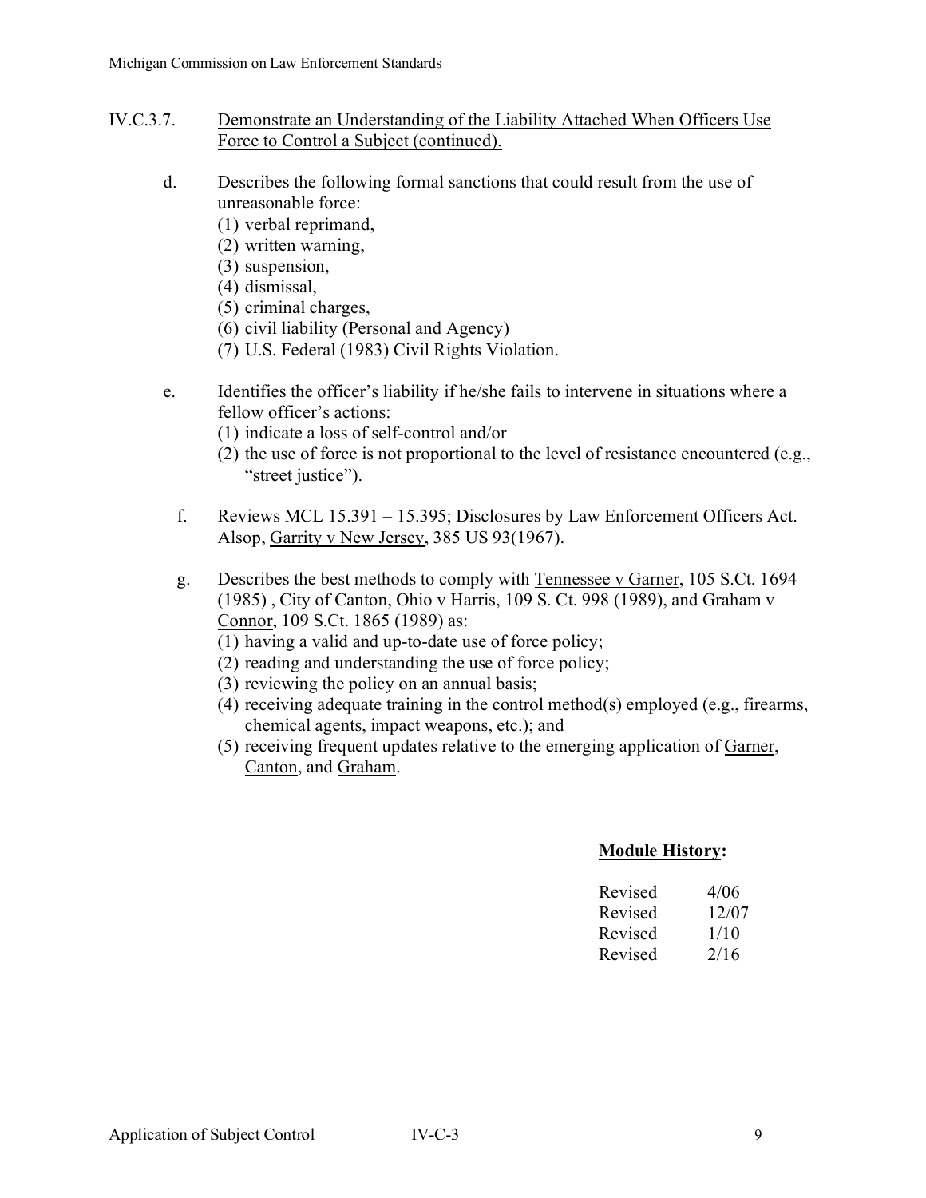IV.C.3.7. <u>Demonstrate an Understanding of the Liability Attached When Officers Use Force to Control a Subject (continued).</u>

d. Describes the following formal sanctions that could result from the use of unreasonable force:
   (1) verbal reprimand,
   (2) written warning,
   (3) suspension,
   (4) dismissal,
   (5) criminal charges,
   (6) civil liability (Personal and Agency)
   (7) U.S. Federal (1983) Civil Rights Violation.

e. Identifies the officer's liability if he/she fails to intervene in situations where a fellow officer's actions:
   (1) indicate a loss of self-control and/or
   (2) the use of force is not proportional to the level of resistance encountered (e.g., "street justice").

f. Reviews MCL 15.391 – 15.395; Disclosures by Law Enforcement Officers Act. Alsop, <u>Garrity v New Jersey</u>, 385 US 93(1967).

g. Describes the best methods to comply with <u>Tennessee v Garner</u>, 105 S.Ct. 1694 (1985) , <u>City of Canton, Ohio v Harris</u>, 109 S. Ct. 998 (1989), and <u>Graham v Connor</u>, 109 S.Ct. 1865 (1989) as:
   (1) having a valid and up-to-date use of force policy;
   (2) reading and understanding the use of force policy;
   (3) reviewing the policy on an annual basis;
   (4) receiving adequate training in the control method(s) employed (e.g., firearms, chemical agents, impact weapons, etc.); and
   (5) receiving frequent updates relative to the emerging application of <u>Garner</u>, <u>Canton</u>, and <u>Graham</u>.

**<u>Module History</u>:**

| | |
|---|---|
| Revised | 4/06 |
| Revised | 12/07 |
| Revised | 1/10 |
| Revised | 2/16 |